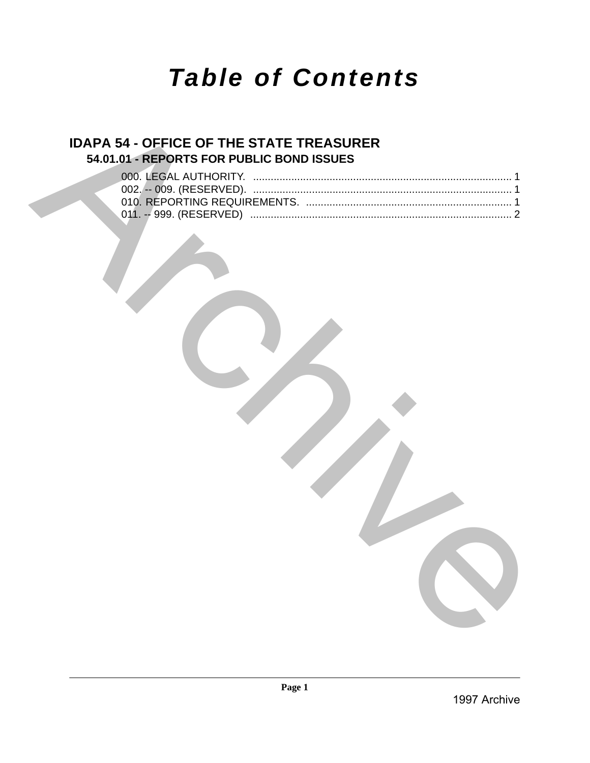# Table of Contents

## IDAPA 54 - OFFICE OF THE STATE TREASURER

### 54.01.01 - REPORTS FOR PUBLIC BOND ISSUES

000. LEGAL AUTHORITY. ........................................................................................ 1
002. -- 009. (RESERVED). ........................................................................................ 1
010. REPORTING REQUIREMENTS. ...................................................................... 1
011. -- 999. (RESERVED) ......................................................................................... 2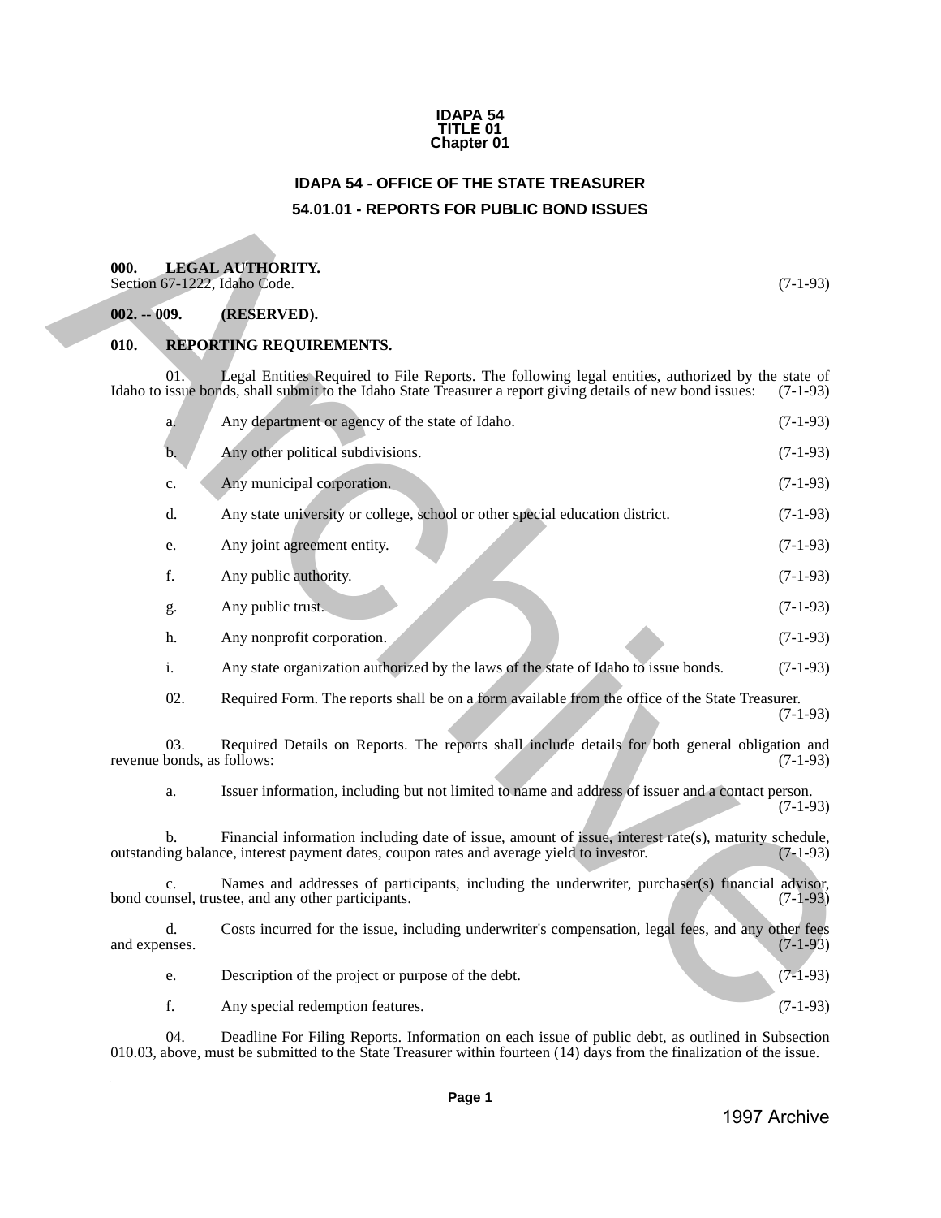IDAPA 54
TITLE 01
Chapter 01

# IDAPA 54 - OFFICE OF THE STATE TREASURER

## 54.01.01 - REPORTS FOR PUBLIC BOND ISSUES

**000. LEGAL AUTHORITY.**
Section 67-1222, Idaho Code. (7-1-93)

**002. -- 009. (RESERVED).**

**010. REPORTING REQUIREMENTS.**

01. Legal Entities Required to File Reports. The following legal entities, authorized by the state of Idaho to issue bonds, shall submit to the Idaho State Treasurer a report giving details of new bond issues: (7-1-93)

a. Any department or agency of the state of Idaho. (7-1-93)

b. Any other political subdivisions. (7-1-93)

c. Any municipal corporation. (7-1-93)

d. Any state university or college, school or other special education district. (7-1-93)

e. Any joint agreement entity. (7-1-93)

f. Any public authority. (7-1-93)

g. Any public trust. (7-1-93)

h. Any nonprofit corporation. (7-1-93)

i. Any state organization authorized by the laws of the state of Idaho to issue bonds. (7-1-93)

02. Required Form. The reports shall be on a form available from the office of the State Treasurer. (7-1-93)

03. Required Details on Reports. The reports shall include details for both general obligation and revenue bonds, as follows: (7-1-93)

a. Issuer information, including but not limited to name and address of issuer and a contact person. (7-1-93)

b. Financial information including date of issue, amount of issue, interest rate(s), maturity schedule, outstanding balance, interest payment dates, coupon rates and average yield to investor. (7-1-93)

c. Names and addresses of participants, including the underwriter, purchaser(s) financial advisor, bond counsel, trustee, and any other participants. (7-1-93)

d. Costs incurred for the issue, including underwriter's compensation, legal fees, and any other fees and expenses. (7-1-93)

e. Description of the project or purpose of the debt. (7-1-93)

f. Any special redemption features. (7-1-93)

04. Deadline For Filing Reports. Information on each issue of public debt, as outlined in Subsection 010.03, above, must be submitted to the State Treasurer within fourteen (14) days from the finalization of the issue.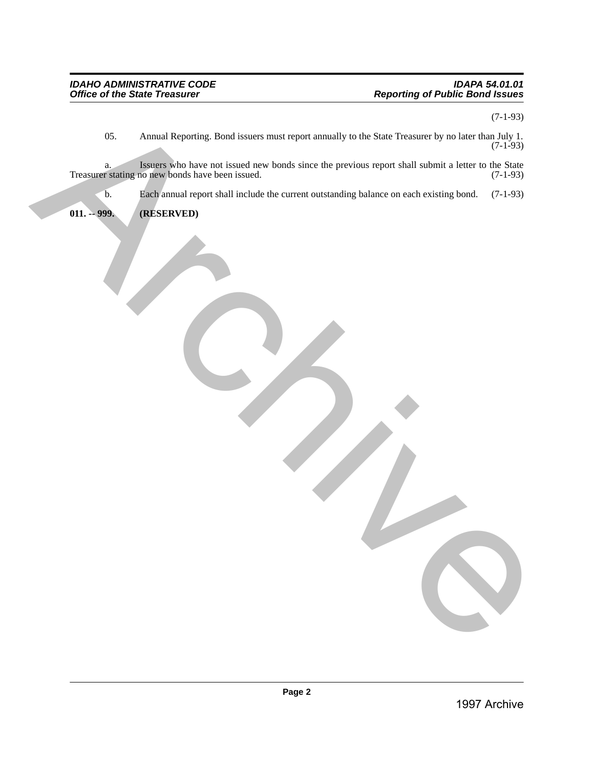(7-1-93)

05. Annual Reporting. Bond issuers must report annually to the State Treasurer by no later than July 1. (7-1-93)

a. Issuers who have not issued new bonds since the previous report shall submit a letter to the State Treasurer stating no new bonds have been issued. (7-1-93)

b. Each annual report shall include the current outstanding balance on each existing bond. (7-1-93)

**011. -- 999. (RESERVED)**